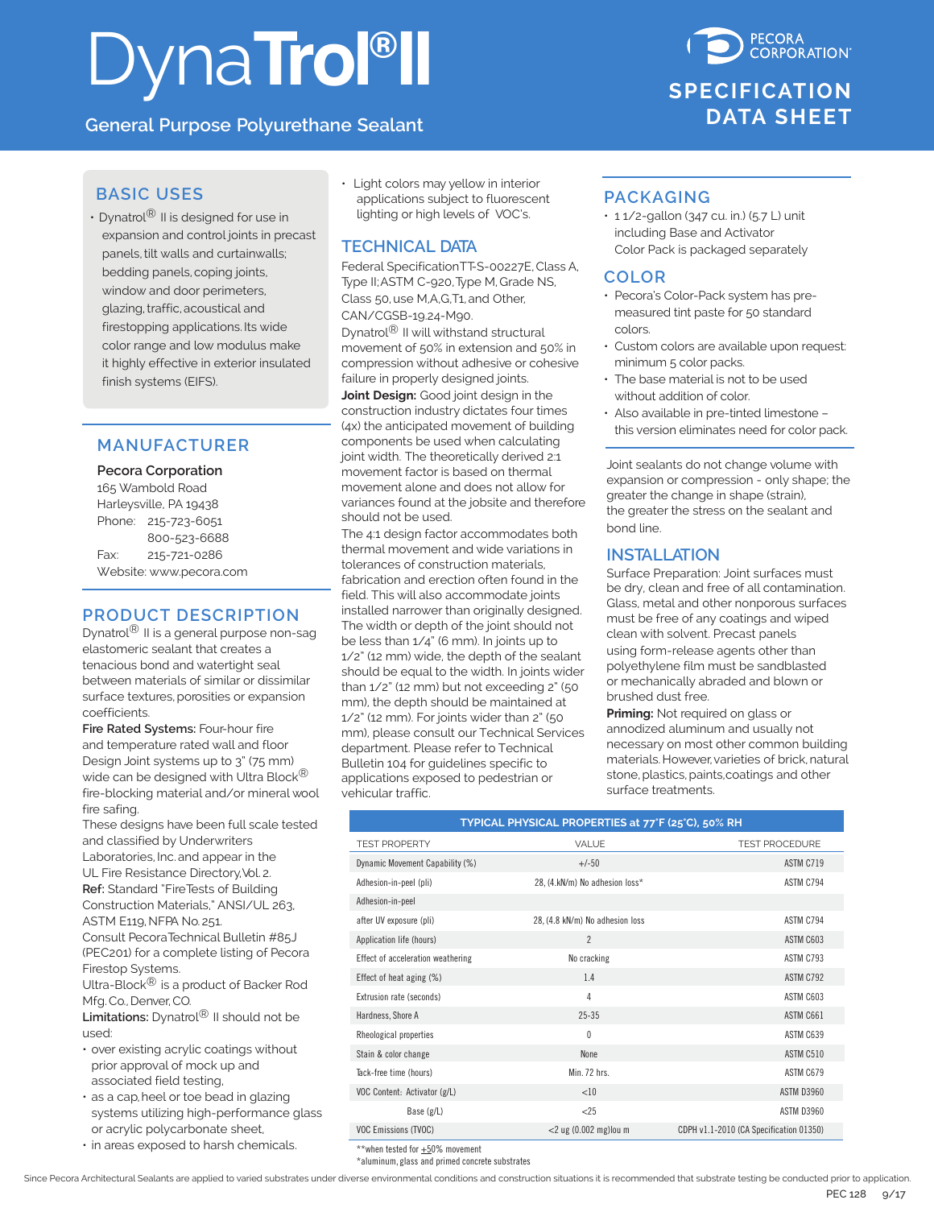# DynaTrol® II

General Purpose Polyurethane Sealant

PECORA CORPORATION

**SPECIFICATION DATA SHEET**

## BASIC USES

- Dynatrol® II is designed for use in expansion and control joints in precast panels, tilt walls and curtainwalls; bedding panels, coping joints, window and door perimeters, glazing, traffic, acoustical and firestopping applications. Its wide color range and low modulus make it highly effective in exterior insulated finish systems (EIFS).

## MANUFACTURER

**Pecora Corporation**
165 Wambold Road
Harleysville, PA 19438
Phone: 215-723-6051
800-523-6688
Fax: 215-721-0286
Website: www.pecora.com

## PRODUCT DESCRIPTION

Dynatrol® II is a general purpose non-sag elastomeric sealant that creates a tenacious bond and watertight seal between materials of similar or dissimilar surface textures, porosities or expansion coefficients.

**Fire Rated Systems:** Four-hour fire and temperature rated wall and floor Design Joint systems up to 3" (75 mm) wide can be designed with Ultra Block® fire-blocking material and/or mineral wool fire safing.

These designs have been full scale tested and classified by Underwriters Laboratories, Inc. and appear in the UL Fire Resistance Directory, Vol. 2.

**Ref:** Standard "Fire Tests of Building Construction Materials," ANSI/UL 263, ASTM E119, NFPA No. 251.

Consult Pecora Technical Bulletin #85J (PEC201) for a complete listing of Pecora Firestop Systems.

Ultra-Block® is a product of Backer Rod Mfg. Co., Denver, CO.

**Limitations:** Dynatrol® II should not be used:

- over existing acrylic coatings without prior approval of mock up and associated field testing,
- as a cap, heel or toe bead in glazing systems utilizing high-performance glass or acrylic polycarbonate sheet,
- in areas exposed to harsh chemicals.
- Light colors may yellow in interior applications subject to fluorescent lighting or high levels of VOC's.

## TECHNICAL DATA

Federal Specification TT-S-00227E, Class A, Type II; ASTM C-920, Type M, Grade NS, Class 50, use M,A,G,T1, and Other, CAN/CGSB-19.24-M90.

Dynatrol® II will withstand structural movement of 50% in extension and 50% in compression without adhesive or cohesive failure in properly designed joints.

**Joint Design:** Good joint design in the construction industry dictates four times (4x) the anticipated movement of building components be used when calculating joint width. The theoretically derived 2:1 movement factor is based on thermal movement alone and does not allow for variances found at the jobsite and therefore should not be used.

The 4:1 design factor accommodates both thermal movement and wide variations in tolerances of construction materials, fabrication and erection often found in the field. This will also accommodate joints installed narrower than originally designed. The width or depth of the joint should not be less than 1/4" (6 mm). In joints up to 1/2" (12 mm) wide, the depth of the sealant should be equal to the width. In joints wider than 1/2" (12 mm) but not exceeding 2" (50 mm), the depth should be maintained at 1/2" (12 mm). For joints wider than 2" (50 mm), please consult our Technical Services department. Please refer to Technical Bulletin 104 for guidelines specific to applications exposed to pedestrian or vehicular traffic.

## PACKAGING

- 1 1/2-gallon (347 cu. in.) (5.7 L) unit including Base and Activator Color Pack is packaged separately

## COLOR

- Pecora's Color-Pack system has pre-measured tint paste for 50 standard colors.
- Custom colors are available upon request: minimum 5 color packs.
- The base material is not to be used without addition of color.
- Also available in pre-tinted limestone – this version eliminates need for color pack.

Joint sealants do not change volume with expansion or compression - only shape; the greater the change in shape (strain), the greater the stress on the sealant and bond line.

## INSTALLATION

Surface Preparation: Joint surfaces must be dry, clean and free of all contamination. Glass, metal and other nonporous surfaces must be free of any coatings and wiped clean with solvent. Precast panels using form-release agents other than polyethylene film must be sandblasted or mechanically abraded and blown or brushed dust free.

**Priming:** Not required on glass or annodized aluminum and usually not necessary on most other common building materials. However, varieties of brick, natural stone, plastics, paints, coatings and other surface treatments.

**TYPICAL PHYSICAL PROPERTIES at 77°F (25°C), 50% RH**

| TEST PROPERTY | VALUE | TEST PROCEDURE |
|---|---|---|
| Dynamic Movement Capability (%) | +/-50 | ASTM C719 |
| Adhesion-in-peel (pli) | 28, (4.kN/m) No adhesion loss* | ASTM C794 |
| Adhesion-in-peel | | |
| after UV exposure (pli) | 28, (4.8 kN/m) No adhesion loss | ASTM C794 |
| Application life (hours) | 2 | ASTM C603 |
| Effect of acceleration weathering | No cracking | ASTM C793 |
| Effect of heat aging (%) | 1.4 | ASTM C792 |
| Extrusion rate (seconds) | 4 | ASTM C603 |
| Hardness, Shore A | 25-35 | ASTM C661 |
| Rheological properties | 0 | ASTM C639 |
| Stain & color change | None | ASTM C510 |
| Tack-free time (hours) | Min. 72 hrs. | ASTM C679 |
| VOC Content: Activator (g/L) | <10 | ASTM D3960 |
| Base (g/L) | <25 | ASTM D3960 |
| VOC Emissions (TVOC) | <2 ug (0.002 mg)lou m | CDPH v1.1-2010 (CA Specification 01350) |

**when tested for ±50% movement
*aluminum, glass and primed concrete substrates

Since Pecora Architectural Sealants are applied to varied substrates under diverse environmental conditions and construction situations it is recommended that substrate testing be conducted prior to application.

PEC 128 9/17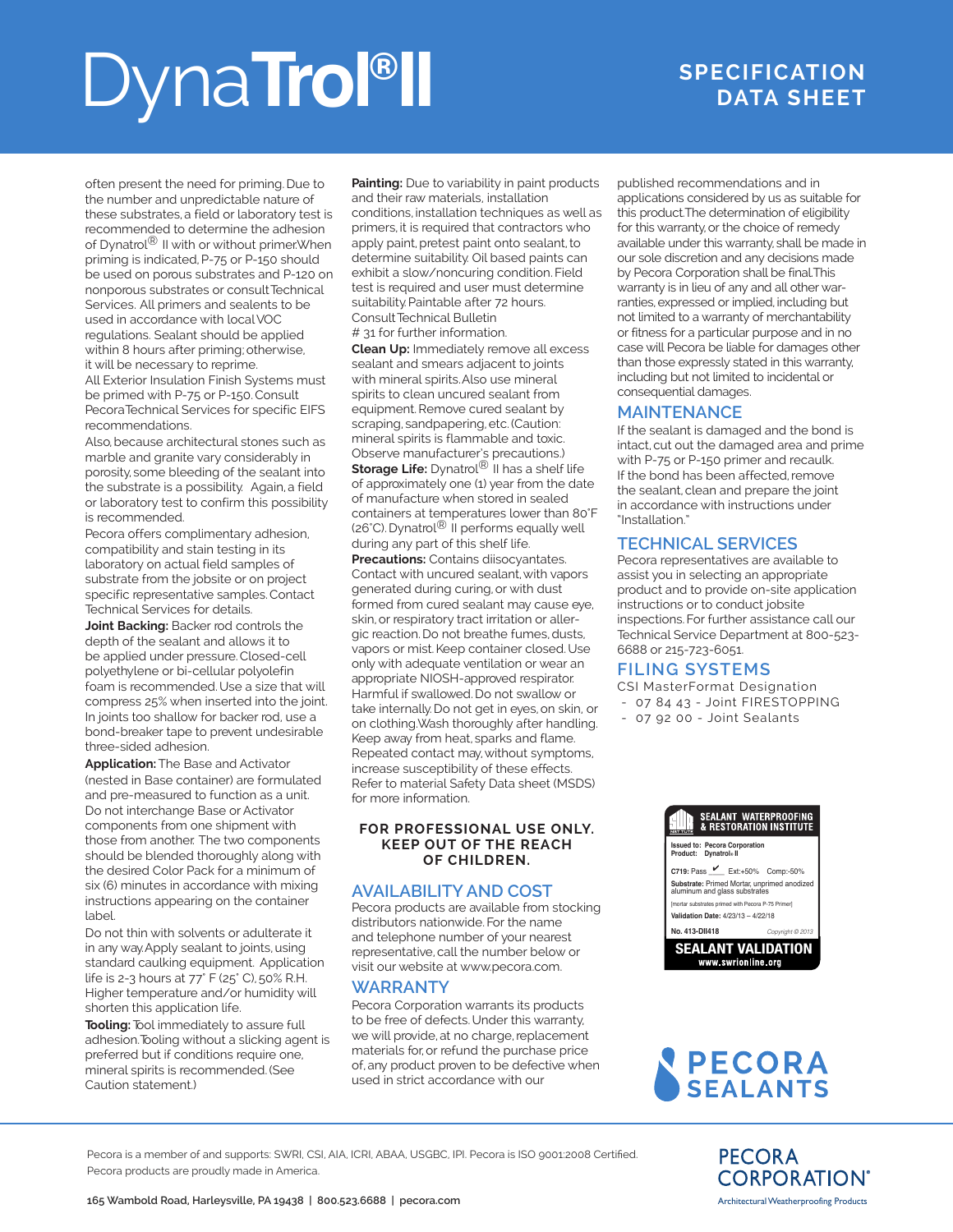# DynaTrol® II

## SPECIFICATION DATA SHEET

often present the need for priming. Due to the number and unpredictable nature of these substrates, a field or laboratory test is recommended to determine the adhesion of Dynatrol® II with or without primer. When priming is indicated, P-75 or P-150 should be used on porous substrates and P-120 on nonporous substrates or consult Technical Services. All primers and sealants to be used in accordance with local VOC regulations. Sealant should be applied within 8 hours after priming; otherwise, it will be necessary to reprime.

All Exterior Insulation Finish Systems must be primed with P-75 or P-150. Consult Pecora Technical Services for specific EIFS recommendations.

Also, because architectural stones such as marble and granite vary considerably in porosity, some bleeding of the sealant into the substrate is a possibility. Again, a field or laboratory test to confirm this possibility is recommended.

Pecora offers complimentary adhesion, compatibility and stain testing in its laboratory on actual field samples of substrate from the jobsite or on project specific representative samples. Contact Technical Services for details.

**Joint Backing:** Backer rod controls the depth of the sealant and allows it to be applied under pressure. Closed-cell polyethylene or bi-cellular polyolefin foam is recommended. Use a size that will compress 25% when inserted into the joint. In joints too shallow for backer rod, use a bond-breaker tape to prevent undesirable three-sided adhesion.

**Application:** The Base and Activator (nested in Base container) are formulated and pre-measured to function as a unit. Do not interchange Base or Activator components from one shipment with those from another. The two components should be blended thoroughly along with the desired Color Pack for a minimum of six (6) minutes in accordance with mixing instructions appearing on the container label.

Do not thin with solvents or adulterate it in any way. Apply sealant to joints, using standard caulking equipment. Application life is 2-3 hours at 77˚ F (25˚ C), 50% R.H. Higher temperature and/or humidity will shorten this application life.

**Tooling:** Tool immediately to assure full adhesion. Tooling without a slicking agent is preferred but if conditions require one, mineral spirits is recommended. (See Caution statement.)

**Painting:** Due to variability in paint products and their raw materials, installation conditions, installation techniques as well as primers, it is required that contractors who apply paint, pretest paint onto sealant, to determine suitability. Oil based paints can exhibit a slow/noncuring condition. Field test is required and user must determine suitability. Paintable after 72 hours. Consult Technical Bulletin # 31 for further information.

**Clean Up:** Immediately remove all excess sealant and smears adjacent to joints with mineral spirits. Also use mineral spirits to clean uncured sealant from equipment. Remove cured sealant by scraping, sandpapering, etc. (Caution: mineral spirits is flammable and toxic. Observe manufacturer's precautions.)

**Storage Life:** Dynatrol® II has a shelf life of approximately one (1) year from the date of manufacture when stored in sealed containers at temperatures lower than 80˚F (26˚C). Dynatrol® II performs equally well during any part of this shelf life.

**Precautions:** Contains diisocyantates. Contact with uncured sealant, with vapors generated during curing, or with dust formed from cured sealant may cause eye, skin, or respiratory tract irritation or allergic reaction. Do not breathe fumes, dusts, vapors or mist. Keep container closed. Use only with adequate ventilation or wear an appropriate NIOSH-approved respirator. Harmful if swallowed. Do not swallow or take internally. Do not get in eyes, on skin, or on clothing. Wash thoroughly after handling. Keep away from heat, sparks and flame. Repeated contact may, without symptoms, increase susceptibility of these effects. Refer to material Safety Data sheet (MSDS) for more information.

**FOR PROFESSIONAL USE ONLY. KEEP OUT OF THE REACH OF CHILDREN.**

## AVAILABILITY AND COST

Pecora products are available from stocking distributors nationwide. For the name and telephone number of your nearest representative, call the number below or visit our website at www.pecora.com.

## WARRANTY

Pecora Corporation warrants its products to be free of defects. Under this warranty, we will provide, at no charge, replacement materials for, or refund the purchase price of, any product proven to be defective when used in strict accordance with our published recommendations and in applications considered by us as suitable for this product. The determination of eligibility for this warranty, or the choice of remedy available under this warranty, shall be made in our sole discretion and any decisions made by Pecora Corporation shall be final. This warranty is in lieu of any and all other warranties, expressed or implied, including but not limited to a warranty of merchantability or fitness for a particular purpose and in no case will Pecora be liable for damages other than those expressly stated in this warranty, including but not limited to incidental or consequential damages.

## MAINTENANCE

If the sealant is damaged and the bond is intact, cut out the damaged area and prime with P-75 or P-150 primer and recaulk. If the bond has been affected, remove the sealant, clean and prepare the joint in accordance with instructions under "Installation."

## TECHNICAL SERVICES

Pecora representatives are available to assist you in selecting an appropriate product and to provide on-site application instructions or to conduct jobsite inspections. For further assistance call our Technical Service Department at 800-523-6688 or 215-723-6051.

## FILING SYSTEMS

CSI MasterFormat Designation

- 07 84 43 - Joint FIRESTOPPING
- 07 92 00 - Joint Sealants

SEALANT WATERPROOFING & RESTORATION INSTITUTE

Issued to: Pecora Corporation
Product: Dynatrol® II

C719: Pass ✔ Ext:+50% Comp:-50%

Substrate: Primed Mortar, unprimed anodized aluminum and glass substrates

[mortar substrates primed with Pecora P-75 Primer]

Validation Date: 4/23/13 – 4/22/18

No. 413-DII418 Copyright © 2013

SEALANT VALIDATION
www.swrionline.org

PECORA SEALANTS

Pecora is a member of and supports: SWRI, CSI, AIA, ICRI, ABAA, USGBC, IPI. Pecora is ISO 9001:2008 Certified. Pecora products are proudly made in America.

165 Wambold Road, Harleysville, PA 19438 | 800.523.6688 | pecora.com

PECORA CORPORATION®
Architectural Weatherproofing Products